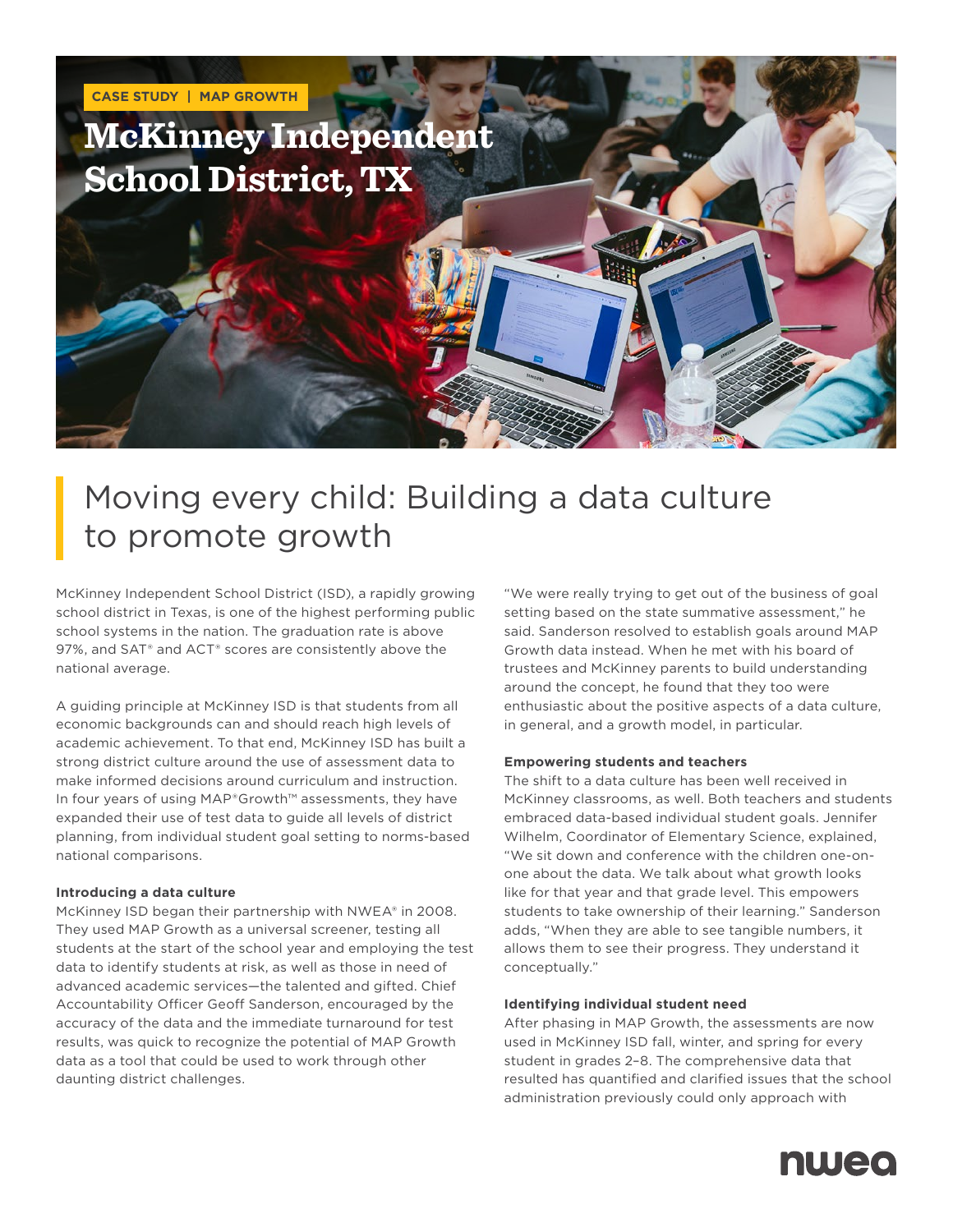CASE STUDY | MAP GROWTH

# McKinney Independent School District, TX

## Moving every child: Building a data culture to promote growth

McKinney Independent School District (ISD), a rapidly growing school district in Texas, is one of the highest performing public school systems in the nation. The graduation rate is above 97%, and SAT® and ACT® scores are consistently above the national average.

A guiding principle at McKinney ISD is that students from all economic backgrounds can and should reach high levels of academic achievement. To that end, McKinney ISD has built a strong district culture around the use of assessment data to make informed decisions around curriculum and instruction. In four years of using MAP® Growth™ assessments, they have expanded their use of test data to guide all levels of district planning, from individual student goal setting to norms-based national comparisons.

**Introducing a data culture**

McKinney ISD began their partnership with NWEA® in 2008. They used MAP Growth as a universal screener, testing all students at the start of the school year and employing the test data to identify students at risk, as well as those in need of advanced academic services—the talented and gifted. Chief Accountability Officer Geoff Sanderson, encouraged by the accuracy of the data and the immediate turnaround for test results, was quick to recognize the potential of MAP Growth data as a tool that could be used to work through other daunting district challenges.

"We were really trying to get out of the business of goal setting based on the state summative assessment," he said. Sanderson resolved to establish goals around MAP Growth data instead. When he met with his board of trustees and McKinney parents to build understanding around the concept, he found that they too were enthusiastic about the positive aspects of a data culture, in general, and a growth model, in particular.

**Empowering students and teachers**

The shift to a data culture has been well received in McKinney classrooms, as well. Both teachers and students embraced data-based individual student goals. Jennifer Wilhelm, Coordinator of Elementary Science, explained, "We sit down and conference with the children one-on-one about the data. We talk about what growth looks like for that year and that grade level. This empowers students to take ownership of their learning." Sanderson adds, "When they are able to see tangible numbers, it allows them to see their progress. They understand it conceptually."

**Identifying individual student need**

After phasing in MAP Growth, the assessments are now used in McKinney ISD fall, winter, and spring for every student in grades 2–8. The comprehensive data that resulted has quantified and clarified issues that the school administration previously could only approach with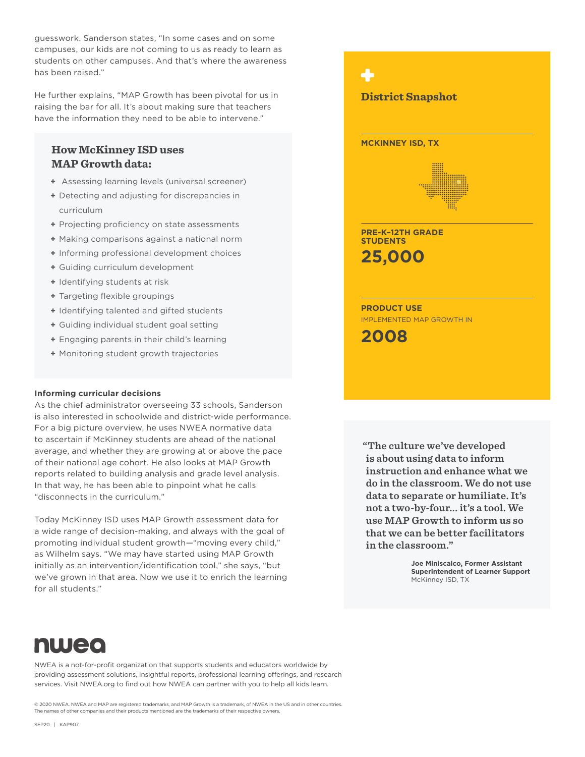guesswork. Sanderson states, "In some cases and on some campuses, our kids are not coming to us as ready to learn as students on other campuses. And that's where the awareness has been raised."

He further explains, "MAP Growth has been pivotal for us in raising the bar for all. It's about making sure that teachers have the information they need to be able to intervene."

### How McKinney ISD uses MAP Growth data:

- Assessing learning levels (universal screener)
- Detecting and adjusting for discrepancies in curriculum
- Projecting proficiency on state assessments
- Making comparisons against a national norm
- Informing professional development choices
- Guiding curriculum development
- Identifying students at risk
- Targeting flexible groupings
- Identifying talented and gifted students
- Guiding individual student goal setting
- Engaging parents in their child's learning
- Monitoring student growth trajectories

**Informing curricular decisions**

As the chief administrator overseeing 33 schools, Sanderson is also interested in schoolwide and district-wide performance. For a big picture overview, he uses NWEA normative data to ascertain if McKinney students are ahead of the national average, and whether they are growing at or above the pace of their national age cohort. He also looks at MAP Growth reports related to building analysis and grade level analysis. In that way, he has been able to pinpoint what he calls "disconnects in the curriculum."

Today McKinney ISD uses MAP Growth assessment data for a wide range of decision-making, and always with the goal of promoting individual student growth—"moving every child," as Wilhelm says. "We may have started using MAP Growth initially as an intervention/identification tool," she says, "but we've grown in that area. Now we use it to enrich the learning for all students."

## District Snapshot

**MCKINNEY ISD, TX**

**PRE-K–12TH GRADE STUDENTS**

**25,000**

**PRODUCT USE**

IMPLEMENTED MAP GROWTH IN

**2008**

**"The culture we've developed is about using data to inform instruction and enhance what we do in the classroom. We do not use data to separate or humiliate. It's not a two-by-four... it's a tool. We use MAP Growth to inform us so that we can be better facilitators in the classroom."**

**Joe Miniscalco, Former Assistant Superintendent of Learner Support**
McKinney ISD, TX

nwea

NWEA is a not-for-profit organization that supports students and educators worldwide by providing assessment solutions, insightful reports, professional learning offerings, and research services. Visit NWEA.org to find out how NWEA can partner with you to help all kids learn.

© 2020 NWEA. NWEA and MAP are registered trademarks, and MAP Growth is a trademark, of NWEA in the US and in other countries. The names of other companies and their products mentioned are the trademarks of their respective owners.

SEP20 | KAP907